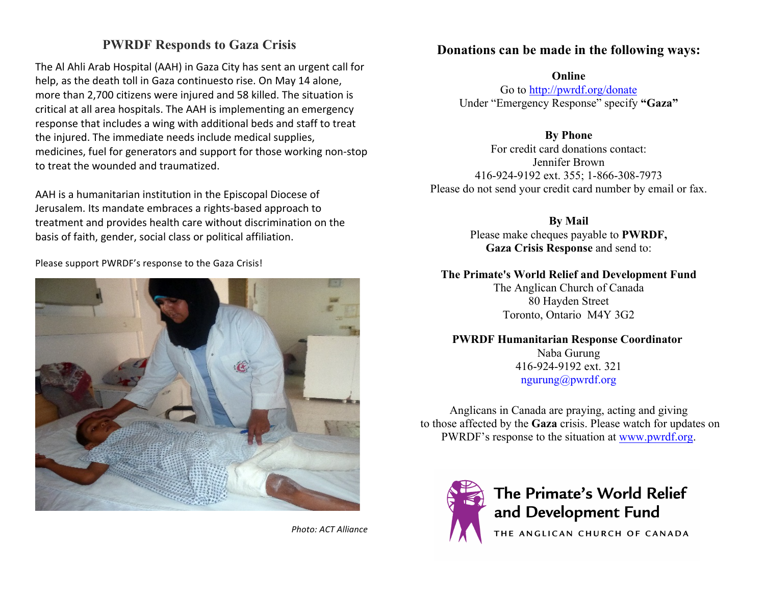## PWRDF Responds to Gaza Crisis

The Al Ahli Arab Hospital (AAH) in Gaza City has sent an urgent call for help, as the death toll in Gaza continuesto rise. On May 14 alone, more than 2,700 citizens were injured and 58 killed. The situation is critical at all area hospitals. The AAH is implementing an emergency response that includes a wing with additional beds and staff to treat the injured. The immediate needs include medical supplies, medicines, fuel for generators and support for those working non-stop to treat the wounded and traumatized.

AAH is a humanitarian institution in the Episcopal Diocese of Jerusalem. Its mandate embraces a rights-based approach to treatment and provides health care without discrimination on the basis of faith, gender, social class or political affiliation.

Please support PWRDF's response to the Gaza Crisis!

*Photo: ACT Alliance*

## Donations can be made in the following ways:

**Online**
Go to http://pwrdf.org/donate
Under "Emergency Response" specify **"Gaza"**

**By Phone**
For credit card donations contact:
Jennifer Brown
416-924-9192 ext. 355; 1-866-308-7973
Please do not send your credit card number by email or fax.

**By Mail**
Please make cheques payable to **PWRDF, Gaza Crisis Response** and send to:

**The Primate's World Relief and Development Fund**
The Anglican Church of Canada
80 Hayden Street
Toronto, Ontario M4Y 3G2

**PWRDF Humanitarian Response Coordinator**
Naba Gurung
416-924-9192 ext. 321
ngurung@pwrdf.org

Anglicans in Canada are praying, acting and giving to those affected by the **Gaza** crisis. Please watch for updates on PWRDF's response to the situation at www.pwrdf.org.

The Primate's World Relief and Development Fund
THE ANGLICAN CHURCH OF CANADA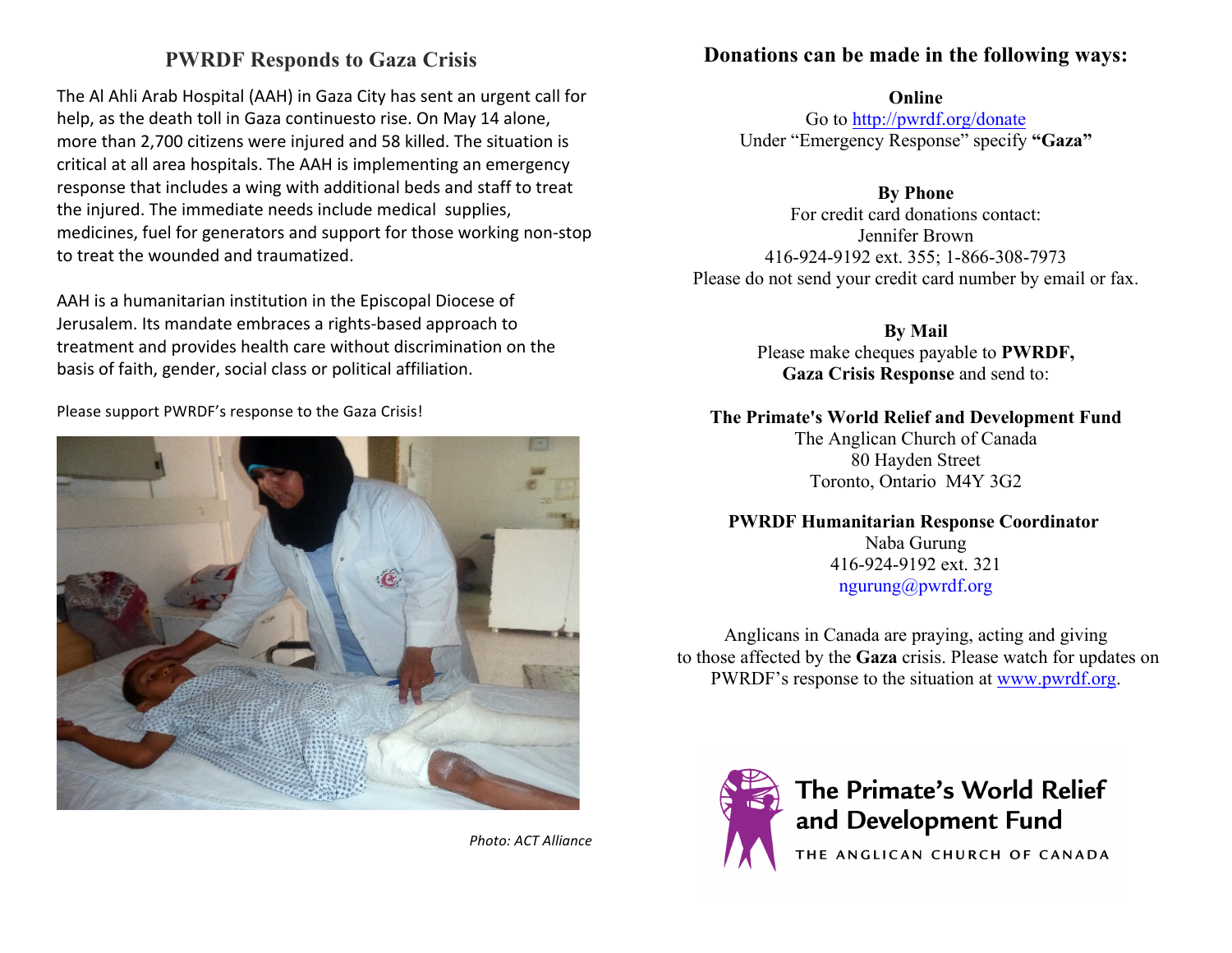## PWRDF Responds to Gaza Crisis

The Al Ahli Arab Hospital (AAH) in Gaza City has sent an urgent call for help, as the death toll in Gaza continuesto rise. On May 14 alone, more than 2,700 citizens were injured and 58 killed. The situation is critical at all area hospitals. The AAH is implementing an emergency response that includes a wing with additional beds and staff to treat the injured. The immediate needs include medical supplies, medicines, fuel for generators and support for those working non-stop to treat the wounded and traumatized.

AAH is a humanitarian institution in the Episcopal Diocese of Jerusalem. Its mandate embraces a rights-based approach to treatment and provides health care without discrimination on the basis of faith, gender, social class or political affiliation.

Please support PWRDF's response to the Gaza Crisis!

*Photo: ACT Alliance*

## Donations can be made in the following ways:

**Online**
Go to http://pwrdf.org/donate
Under "Emergency Response" specify **"Gaza"**

**By Phone**
For credit card donations contact:
Jennifer Brown
416-924-9192 ext. 355; 1-866-308-7973
Please do not send your credit card number by email or fax.

**By Mail**
Please make cheques payable to **PWRDF, Gaza Crisis Response** and send to:

**The Primate's World Relief and Development Fund**
The Anglican Church of Canada
80 Hayden Street
Toronto, Ontario M4Y 3G2

**PWRDF Humanitarian Response Coordinator**
Naba Gurung
416-924-9192 ext. 321
ngurung@pwrdf.org

Anglicans in Canada are praying, acting and giving to those affected by the **Gaza** crisis. Please watch for updates on PWRDF's response to the situation at www.pwrdf.org.

The Primate's World Relief and Development Fund
THE ANGLICAN CHURCH OF CANADA